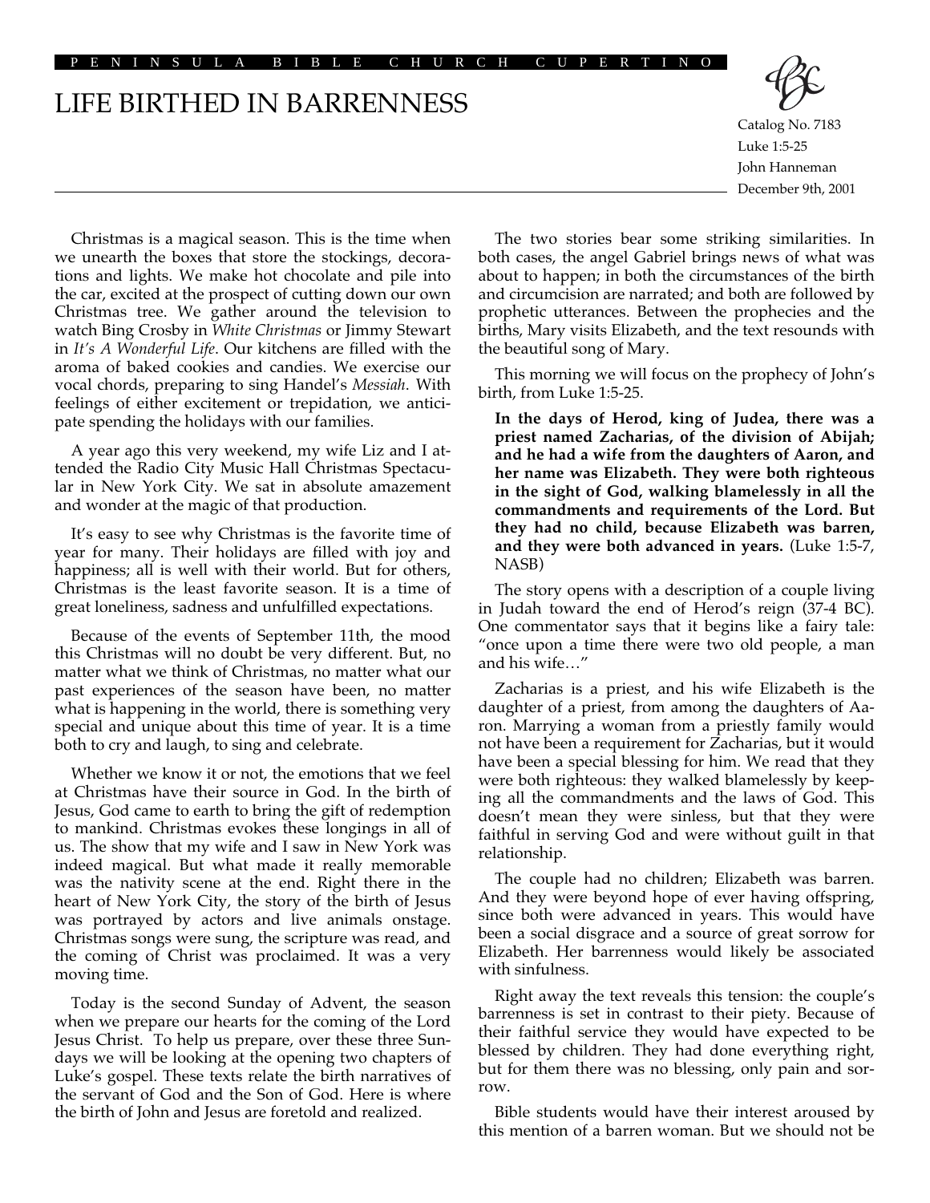PENINSULA BIBLE CHURCH CUPERTINO

# LIFE BIRTHED IN BARRENNESS

Catalog No. 7183
Luke 1:5-25
John Hanneman
December 9th, 2001

Christmas is a magical season. This is the time when we unearth the boxes that store the stockings, decorations and lights. We make hot chocolate and pile into the car, excited at the prospect of cutting down our own Christmas tree. We gather around the television to watch Bing Crosby in *White Christmas* or Jimmy Stewart in *It's A Wonderful Life*. Our kitchens are filled with the aroma of baked cookies and candies. We exercise our vocal chords, preparing to sing Handel's *Messiah*. With feelings of either excitement or trepidation, we anticipate spending the holidays with our families.

A year ago this very weekend, my wife Liz and I attended the Radio City Music Hall Christmas Spectacular in New York City. We sat in absolute amazement and wonder at the magic of that production.

It's easy to see why Christmas is the favorite time of year for many. Their holidays are filled with joy and happiness; all is well with their world. But for others, Christmas is the least favorite season. It is a time of great loneliness, sadness and unfulfilled expectations.

Because of the events of September 11th, the mood this Christmas will no doubt be very different. But, no matter what we think of Christmas, no matter what our past experiences of the season have been, no matter what is happening in the world, there is something very special and unique about this time of year. It is a time both to cry and laugh, to sing and celebrate.

Whether we know it or not, the emotions that we feel at Christmas have their source in God. In the birth of Jesus, God came to earth to bring the gift of redemption to mankind. Christmas evokes these longings in all of us. The show that my wife and I saw in New York was indeed magical. But what made it really memorable was the nativity scene at the end. Right there in the heart of New York City, the story of the birth of Jesus was portrayed by actors and live animals onstage. Christmas songs were sung, the scripture was read, and the coming of Christ was proclaimed. It was a very moving time.

Today is the second Sunday of Advent, the season when we prepare our hearts for the coming of the Lord Jesus Christ. To help us prepare, over these three Sundays we will be looking at the opening two chapters of Luke's gospel. These texts relate the birth narratives of the servant of God and the Son of God. Here is where the birth of John and Jesus are foretold and realized.

The two stories bear some striking similarities. In both cases, the angel Gabriel brings news of what was about to happen; in both the circumstances of the birth and circumcision are narrated; and both are followed by prophetic utterances. Between the prophecies and the births, Mary visits Elizabeth, and the text resounds with the beautiful song of Mary.

This morning we will focus on the prophecy of John's birth, from Luke 1:5-25.

> **In the days of Herod, king of Judea, there was a priest named Zacharias, of the division of Abijah; and he had a wife from the daughters of Aaron, and her name was Elizabeth. They were both righteous in the sight of God, walking blamelessly in all the commandments and requirements of the Lord. But they had no child, because Elizabeth was barren, and they were both advanced in years.** (Luke 1:5-7, NASB)

The story opens with a description of a couple living in Judah toward the end of Herod's reign (37-4 BC). One commentator says that it begins like a fairy tale: "once upon a time there were two old people, a man and his wife…"

Zacharias is a priest, and his wife Elizabeth is the daughter of a priest, from among the daughters of Aaron. Marrying a woman from a priestly family would not have been a requirement for Zacharias, but it would have been a special blessing for him. We read that they were both righteous: they walked blamelessly by keeping all the commandments and the laws of God. This doesn't mean they were sinless, but that they were faithful in serving God and were without guilt in that relationship.

The couple had no children; Elizabeth was barren. And they were beyond hope of ever having offspring, since both were advanced in years. This would have been a social disgrace and a source of great sorrow for Elizabeth. Her barrenness would likely be associated with sinfulness.

Right away the text reveals this tension: the couple's barrenness is set in contrast to their piety. Because of their faithful service they would have expected to be blessed by children. They had done everything right, but for them there was no blessing, only pain and sorrow.

Bible students would have their interest aroused by this mention of a barren woman. But we should not be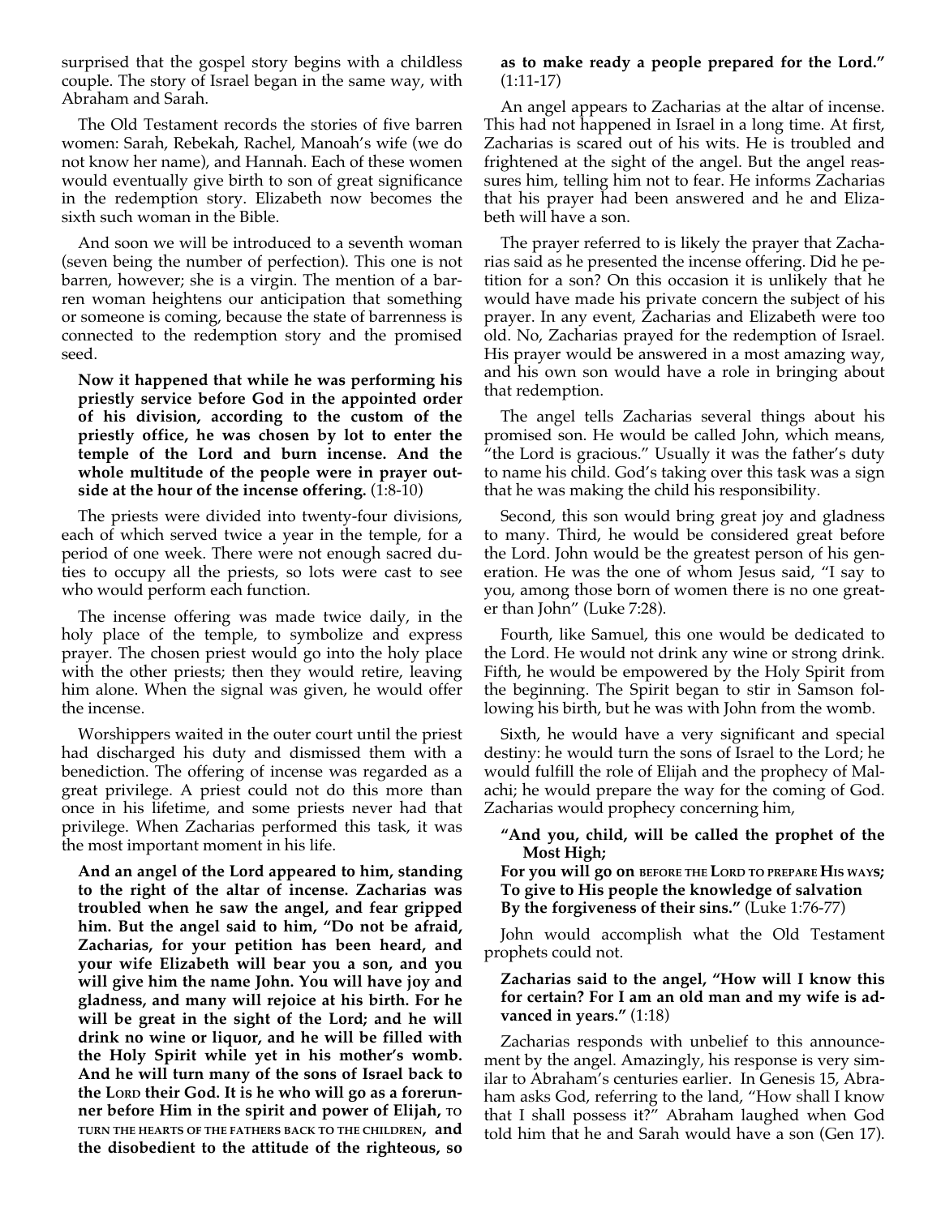surprised that the gospel story begins with a childless couple. The story of Israel began in the same way, with Abraham and Sarah.

The Old Testament records the stories of five barren women: Sarah, Rebekah, Rachel, Manoah's wife (we do not know her name), and Hannah. Each of these women would eventually give birth to son of great significance in the redemption story. Elizabeth now becomes the sixth such woman in the Bible.

And soon we will be introduced to a seventh woman (seven being the number of perfection). This one is not barren, however; she is a virgin. The mention of a barren woman heightens our anticipation that something or someone is coming, because the state of barrenness is connected to the redemption story and the promised seed.

> **Now it happened that while he was performing his priestly service before God in the appointed order of his division, according to the custom of the priestly office, he was chosen by lot to enter the temple of the Lord and burn incense. And the whole multitude of the people were in prayer outside at the hour of the incense offering.** (1:8-10)

The priests were divided into twenty-four divisions, each of which served twice a year in the temple, for a period of one week. There were not enough sacred duties to occupy all the priests, so lots were cast to see who would perform each function.

The incense offering was made twice daily, in the holy place of the temple, to symbolize and express prayer. The chosen priest would go into the holy place with the other priests; then they would retire, leaving him alone. When the signal was given, he would offer the incense.

Worshippers waited in the outer court until the priest had discharged his duty and dismissed them with a benediction. The offering of incense was regarded as a great privilege. A priest could not do this more than once in his lifetime, and some priests never had that privilege. When Zacharias performed this task, it was the most important moment in his life.

> **And an angel of the Lord appeared to him, standing to the right of the altar of incense. Zacharias was troubled when he saw the angel, and fear gripped him. But the angel said to him, "Do not be afraid, Zacharias, for your petition has been heard, and your wife Elizabeth will bear you a son, and you will give him the name John. You will have joy and gladness, and many will rejoice at his birth. For he will be great in the sight of the Lord; and he will drink no wine or liquor, and he will be filled with the Holy Spirit while yet in his mother's womb. And he will turn many of the sons of Israel back to the LORD their God. It is he who will go as a forerunner before Him in the spirit and power of Elijah, TO TURN THE HEARTS OF THE FATHERS BACK TO THE CHILDREN, and the disobedient to the attitude of the righteous, so as to make ready a people prepared for the Lord."** (1:11-17)

An angel appears to Zacharias at the altar of incense. This had not happened in Israel in a long time. At first, Zacharias is scared out of his wits. He is troubled and frightened at the sight of the angel. But the angel reassures him, telling him not to fear. He informs Zacharias that his prayer had been answered and he and Elizabeth will have a son.

The prayer referred to is likely the prayer that Zacharias said as he presented the incense offering. Did he petition for a son? On this occasion it is unlikely that he would have made his private concern the subject of his prayer. In any event, Zacharias and Elizabeth were too old. No, Zacharias prayed for the redemption of Israel. His prayer would be answered in a most amazing way, and his own son would have a role in bringing about that redemption.

The angel tells Zacharias several things about his promised son. He would be called John, which means, "the Lord is gracious." Usually it was the father's duty to name his child. God's taking over this task was a sign that he was making the child his responsibility.

Second, this son would bring great joy and gladness to many. Third, he would be considered great before the Lord. John would be the greatest person of his generation. He was the one of whom Jesus said, "I say to you, among those born of women there is no one greater than John" (Luke 7:28).

Fourth, like Samuel, this one would be dedicated to the Lord. He would not drink any wine or strong drink. Fifth, he would be empowered by the Holy Spirit from the beginning. The Spirit began to stir in Samson following his birth, but he was with John from the womb.

Sixth, he would have a very significant and special destiny: he would turn the sons of Israel to the Lord; he would fulfill the role of Elijah and the prophecy of Malachi; he would prepare the way for the coming of God. Zacharias would prophecy concerning him,

> **"And you, child, will be called the prophet of the Most High;**
> **For you will go on BEFORE THE LORD TO PREPARE HIS WAYS;**
> **To give to His people the knowledge of salvation**
> **By the forgiveness of their sins."** (Luke 1:76-77)

John would accomplish what the Old Testament prophets could not.

> **Zacharias said to the angel, "How will I know this for certain? For I am an old man and my wife is advanced in years."** (1:18)

Zacharias responds with unbelief to this announcement by the angel. Amazingly, his response is very similar to Abraham's centuries earlier. In Genesis 15, Abraham asks God, referring to the land, "How shall I know that I shall possess it?" Abraham laughed when God told him that he and Sarah would have a son (Gen 17).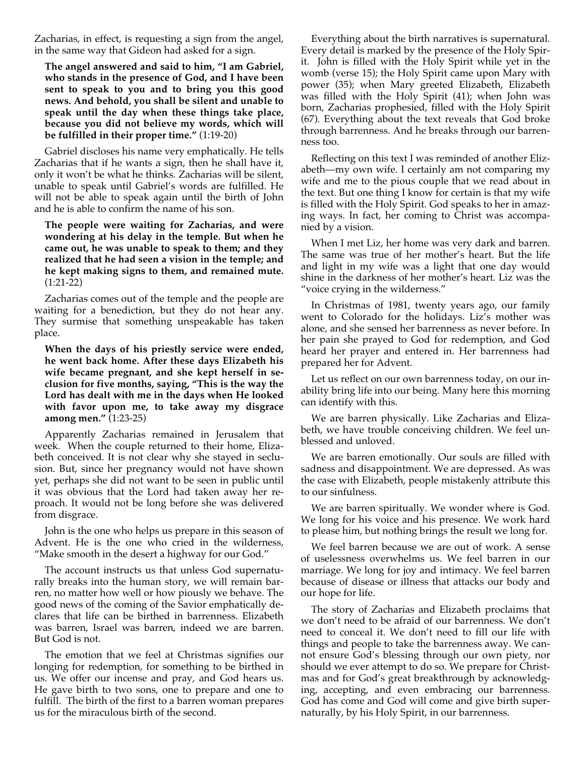Zacharias, in effect, is requesting a sign from the angel, in the same way that Gideon had asked for a sign.

**The angel answered and said to him, "I am Gabriel, who stands in the presence of God, and I have been sent to speak to you and to bring you this good news. And behold, you shall be silent and unable to speak until the day when these things take place, because you did not believe my words, which will be fulfilled in their proper time."** (1:19-20)

Gabriel discloses his name very emphatically. He tells Zacharias that if he wants a sign, then he shall have it, only it won't be what he thinks. Zacharias will be silent, unable to speak until Gabriel's words are fulfilled. He will not be able to speak again until the birth of John and he is able to confirm the name of his son.

**The people were waiting for Zacharias, and were wondering at his delay in the temple. But when he came out, he was unable to speak to them; and they realized that he had seen a vision in the temple; and he kept making signs to them, and remained mute.** (1:21-22)

Zacharias comes out of the temple and the people are waiting for a benediction, but they do not hear any. They surmise that something unspeakable has taken place.

**When the days of his priestly service were ended, he went back home. After these days Elizabeth his wife became pregnant, and she kept herself in seclusion for five months, saying, "This is the way the Lord has dealt with me in the days when He looked with favor upon me, to take away my disgrace among men."** (1:23-25)

Apparently Zacharias remained in Jerusalem that week. When the couple returned to their home, Elizabeth conceived. It is not clear why she stayed in seclusion. But, since her pregnancy would not have shown yet, perhaps she did not want to be seen in public until it was obvious that the Lord had taken away her reproach. It would not be long before she was delivered from disgrace.

John is the one who helps us prepare in this season of Advent. He is the one who cried in the wilderness, "Make smooth in the desert a highway for our God."

The account instructs us that unless God supernaturally breaks into the human story, we will remain barren, no matter how well or how piously we behave. The good news of the coming of the Savior emphatically declares that life can be birthed in barrenness. Elizabeth was barren, Israel was barren, indeed we are barren. But God is not.

The emotion that we feel at Christmas signifies our longing for redemption, for something to be birthed in us. We offer our incense and pray, and God hears us. He gave birth to two sons, one to prepare and one to fulfill. The birth of the first to a barren woman prepares us for the miraculous birth of the second.

Everything about the birth narratives is supernatural. Every detail is marked by the presence of the Holy Spirit. John is filled with the Holy Spirit while yet in the womb (verse 15); the Holy Spirit came upon Mary with power (35); when Mary greeted Elizabeth, Elizabeth was filled with the Holy Spirit (41); when John was born, Zacharias prophesied, filled with the Holy Spirit (67). Everything about the text reveals that God broke through barrenness. And he breaks through our barrenness too.

Reflecting on this text I was reminded of another Elizabeth—my own wife. I certainly am not comparing my wife and me to the pious couple that we read about in the text. But one thing I know for certain is that my wife is filled with the Holy Spirit. God speaks to her in amazing ways. In fact, her coming to Christ was accompanied by a vision.

When I met Liz, her home was very dark and barren. The same was true of her mother's heart. But the life and light in my wife was a light that one day would shine in the darkness of her mother's heart. Liz was the "voice crying in the wilderness."

In Christmas of 1981, twenty years ago, our family went to Colorado for the holidays. Liz's mother was alone, and she sensed her barrenness as never before. In her pain she prayed to God for redemption, and God heard her prayer and entered in. Her barrenness had prepared her for Advent.

Let us reflect on our own barrenness today, on our inability bring life into our being. Many here this morning can identify with this.

We are barren physically. Like Zacharias and Elizabeth, we have trouble conceiving children. We feel unblessed and unloved.

We are barren emotionally. Our souls are filled with sadness and disappointment. We are depressed. As was the case with Elizabeth, people mistakenly attribute this to our sinfulness.

We are barren spiritually. We wonder where is God. We long for his voice and his presence. We work hard to please him, but nothing brings the result we long for.

We feel barren because we are out of work. A sense of uselessness overwhelms us. We feel barren in our marriage. We long for joy and intimacy. We feel barren because of disease or illness that attacks our body and our hope for life.

The story of Zacharias and Elizabeth proclaims that we don't need to be afraid of our barrenness. We don't need to conceal it. We don't need to fill our life with things and people to take the barrenness away. We cannot ensure God's blessing through our own piety, nor should we ever attempt to do so. We prepare for Christmas and for God's great breakthrough by acknowledging, accepting, and even embracing our barrenness. God has come and God will come and give birth supernaturally, by his Holy Spirit, in our barrenness.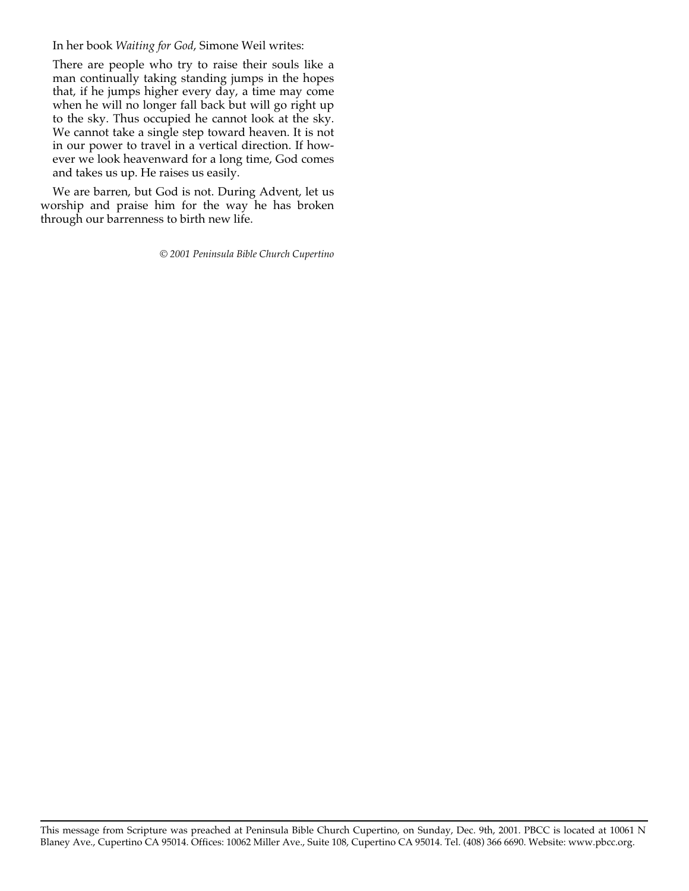In her book *Waiting for God*, Simone Weil writes:

> There are people who try to raise their souls like a man continually taking standing jumps in the hopes that, if he jumps higher every day, a time may come when he will no longer fall back but will go right up to the sky. Thus occupied he cannot look at the sky. We cannot take a single step toward heaven. It is not in our power to travel in a vertical direction. If however we look heavenward for a long time, God comes and takes us up. He raises us easily.

We are barren, but God is not. During Advent, let us worship and praise him for the way he has broken through our barrenness to birth new life.

*© 2001 Peninsula Bible Church Cupertino*

This message from Scripture was preached at Peninsula Bible Church Cupertino, on Sunday, Dec. 9th, 2001. PBCC is located at 10061 N Blaney Ave., Cupertino CA 95014. Offices: 10062 Miller Ave., Suite 108, Cupertino CA 95014. Tel. (408) 366 6690. Website: www.pbcc.org.